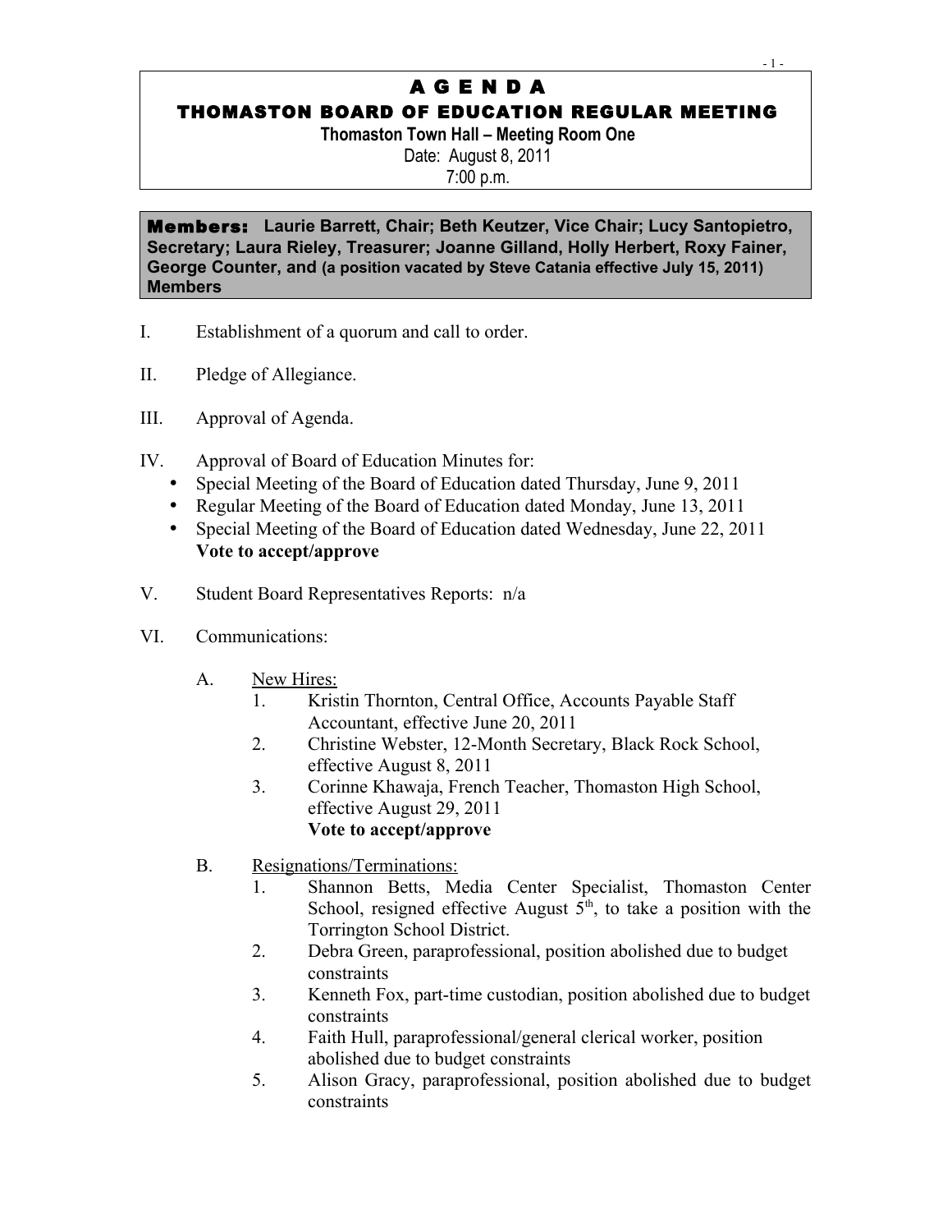# A G E N D A

## THOMASTON BOARD OF EDUCATION REGULAR MEETING

**Thomaston Town Hall – Meeting Room One**

Date: August 8, 2011

7:00 p.m.

**Members:** **Laurie Barrett, Chair; Beth Keutzer, Vice Chair; Lucy Santopietro, Secretary; Laura Rieley, Treasurer; Joanne Gilland, Holly Herbert, Roxy Fainer, George Counter, and (a position vacated by Steve Catania effective July 15, 2011) Members**

I. Establishment of a quorum and call to order.

II. Pledge of Allegiance.

III. Approval of Agenda.

IV. Approval of Board of Education Minutes for:
- Special Meeting of the Board of Education dated Thursday, June 9, 2011
- Regular Meeting of the Board of Education dated Monday, June 13, 2011
- Special Meeting of the Board of Education dated Wednesday, June 22, 2011

  **Vote to accept/approve**

V. Student Board Representatives Reports: n/a

VI. Communications:

A. New Hires:
1. Kristin Thornton, Central Office, Accounts Payable Staff Accountant, effective June 20, 2011
2. Christine Webster, 12-Month Secretary, Black Rock School, effective August 8, 2011
3. Corinne Khawaja, French Teacher, Thomaston High School, effective August 29, 2011

   **Vote to accept/approve**

B. Resignations/Terminations:
1. Shannon Betts, Media Center Specialist, Thomaston Center School, resigned effective August 5th, to take a position with the Torrington School District.
2. Debra Green, paraprofessional, position abolished due to budget constraints
3. Kenneth Fox, part-time custodian, position abolished due to budget constraints
4. Faith Hull, paraprofessional/general clerical worker, position abolished due to budget constraints
5. Alison Gracy, paraprofessional, position abolished due to budget constraints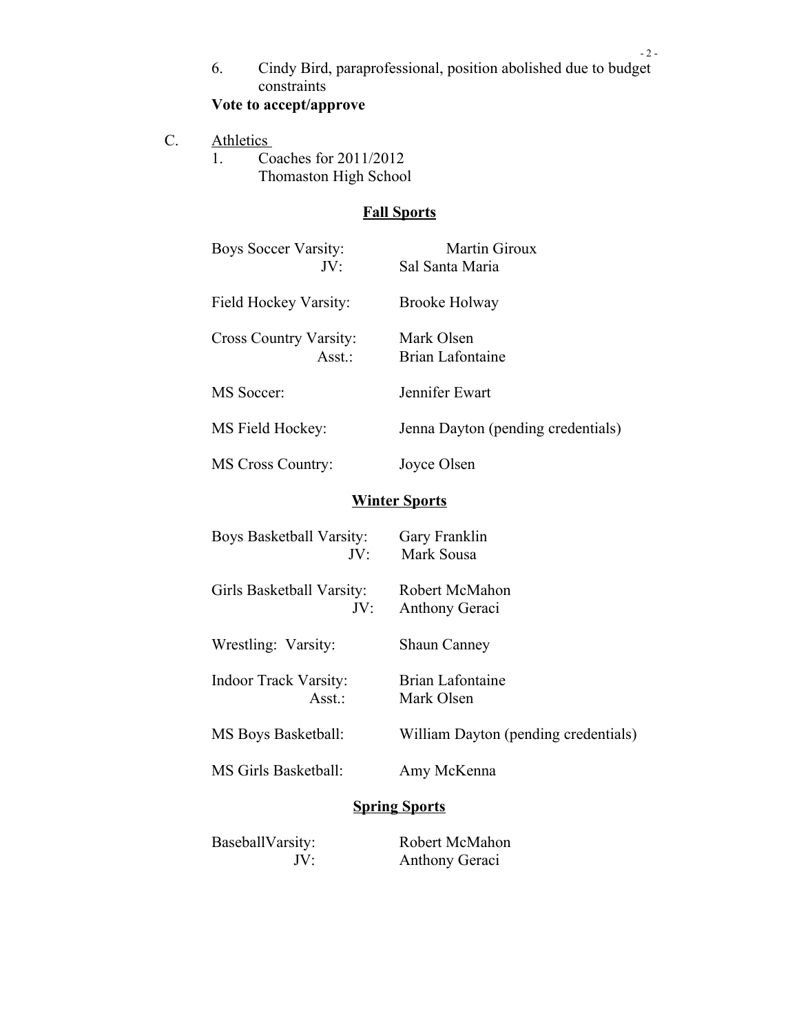6. Cindy Bird, paraprofessional, position abolished due to budget constraints

**Vote to accept/approve**

C. Athletics

1. Coaches for 2011/2012
   Thomaston High School

## Fall Sports

| | |
|---|---|
| Boys Soccer Varsity: | Martin Giroux |
| JV: | Sal Santa Maria |
| Field Hockey Varsity: | Brooke Holway |
| Cross Country Varsity: | Mark Olsen |
| Asst.: | Brian Lafontaine |
| MS Soccer: | Jennifer Ewart |
| MS Field Hockey: | Jenna Dayton (pending credentials) |
| MS Cross Country: | Joyce Olsen |

## Winter Sports

| | |
|---|---|
| Boys Basketball Varsity: | Gary Franklin |
| JV: | Mark Sousa |
| Girls Basketball Varsity: | Robert McMahon |
| JV: | Anthony Geraci |
| Wrestling: Varsity: | Shaun Canney |
| Indoor Track Varsity: | Brian Lafontaine |
| Asst.: | Mark Olsen |
| MS Boys Basketball: | William Dayton (pending credentials) |
| MS Girls Basketball: | Amy McKenna |

## Spring Sports

| | |
|---|---|
| BaseballVarsity: | Robert McMahon |
| JV: | Anthony Geraci |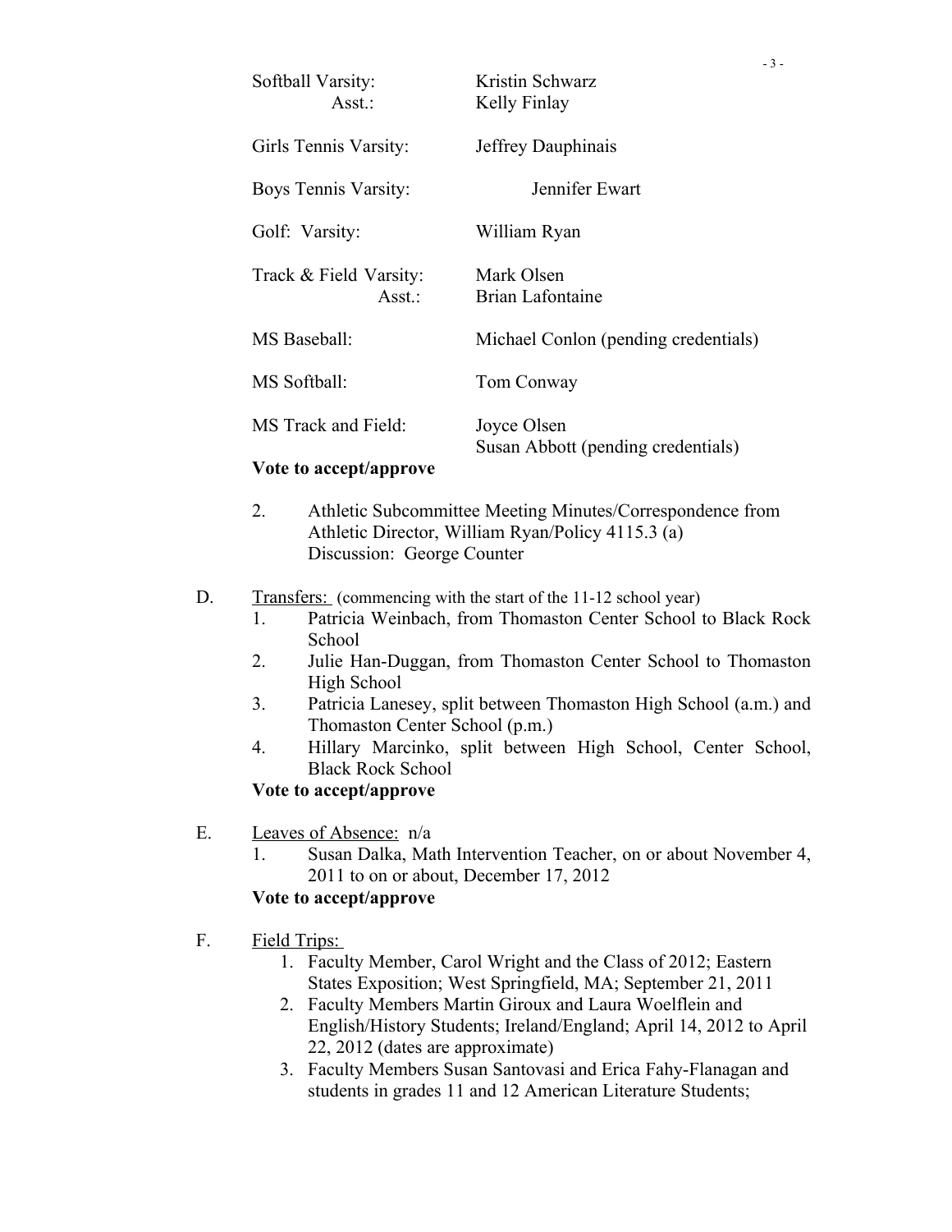| | |
|---|---|
| Softball Varsity: | Kristin Schwarz |
| Asst.: | Kelly Finlay |
| Girls Tennis Varsity: | Jeffrey Dauphinais |
| Boys Tennis Varsity: | Jennifer Ewart |
| Golf: Varsity: | William Ryan |
| Track & Field Varsity: | Mark Olsen |
| Asst.: | Brian Lafontaine |
| MS Baseball: | Michael Conlon (pending credentials) |
| MS Softball: | Tom Conway |
| MS Track and Field: | Joyce Olsen<br>Susan Abbott (pending credentials) |

**Vote to accept/approve**

2. Athletic Subcommittee Meeting Minutes/Correspondence from Athletic Director, William Ryan/Policy 4115.3 (a)
   Discussion: George Counter

D. Transfers: (commencing with the start of the 11-12 school year)
   1. Patricia Weinbach, from Thomaston Center School to Black Rock School
   2. Julie Han-Duggan, from Thomaston Center School to Thomaston High School
   3. Patricia Lanesey, split between Thomaston High School (a.m.) and Thomaston Center School (p.m.)
   4. Hillary Marcinko, split between High School, Center School, Black Rock School

   **Vote to accept/approve**

E. Leaves of Absence: n/a
   1. Susan Dalka, Math Intervention Teacher, on or about November 4, 2011 to on or about, December 17, 2012

   **Vote to accept/approve**

F. Field Trips:
   1. Faculty Member, Carol Wright and the Class of 2012; Eastern States Exposition; West Springfield, MA; September 21, 2011
   2. Faculty Members Martin Giroux and Laura Woelflein and English/History Students; Ireland/England; April 14, 2012 to April 22, 2012 (dates are approximate)
   3. Faculty Members Susan Santovasi and Erica Fahy-Flanagan and students in grades 11 and 12 American Literature Students;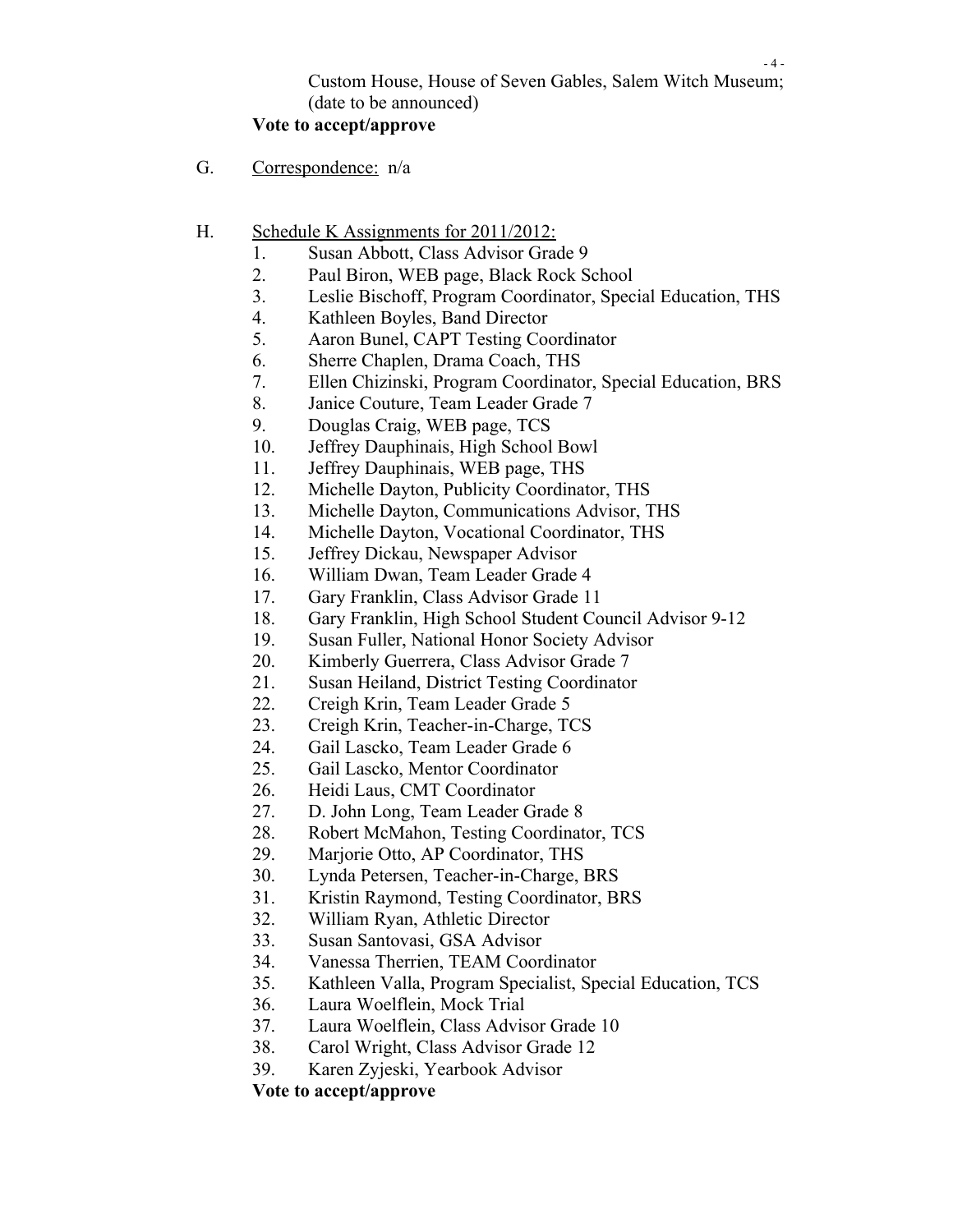Custom House, House of Seven Gables, Salem Witch Museum; (date to be announced)

**Vote to accept/approve**

G. Correspondence: n/a

H. Schedule K Assignments for 2011/2012:

1. Susan Abbott, Class Advisor Grade 9
2. Paul Biron, WEB page, Black Rock School
3. Leslie Bischoff, Program Coordinator, Special Education, THS
4. Kathleen Boyles, Band Director
5. Aaron Bunel, CAPT Testing Coordinator
6. Sherre Chaplen, Drama Coach, THS
7. Ellen Chizinski, Program Coordinator, Special Education, BRS
8. Janice Couture, Team Leader Grade 7
9. Douglas Craig, WEB page, TCS
10. Jeffrey Dauphinais, High School Bowl
11. Jeffrey Dauphinais, WEB page, THS
12. Michelle Dayton, Publicity Coordinator, THS
13. Michelle Dayton, Communications Advisor, THS
14. Michelle Dayton, Vocational Coordinator, THS
15. Jeffrey Dickau, Newspaper Advisor
16. William Dwan, Team Leader Grade 4
17. Gary Franklin, Class Advisor Grade 11
18. Gary Franklin, High School Student Council Advisor 9-12
19. Susan Fuller, National Honor Society Advisor
20. Kimberly Guerrera, Class Advisor Grade 7
21. Susan Heiland, District Testing Coordinator
22. Creigh Krin, Team Leader Grade 5
23. Creigh Krin, Teacher-in-Charge, TCS
24. Gail Lascko, Team Leader Grade 6
25. Gail Lascko, Mentor Coordinator
26. Heidi Laus, CMT Coordinator
27. D. John Long, Team Leader Grade 8
28. Robert McMahon, Testing Coordinator, TCS
29. Marjorie Otto, AP Coordinator, THS
30. Lynda Petersen, Teacher-in-Charge, BRS
31. Kristin Raymond, Testing Coordinator, BRS
32. William Ryan, Athletic Director
33. Susan Santovasi, GSA Advisor
34. Vanessa Therrien, TEAM Coordinator
35. Kathleen Valla, Program Specialist, Special Education, TCS
36. Laura Woelflein, Mock Trial
37. Laura Woelflein, Class Advisor Grade 10
38. Carol Wright, Class Advisor Grade 12
39. Karen Zyjeski, Yearbook Advisor

**Vote to accept/approve**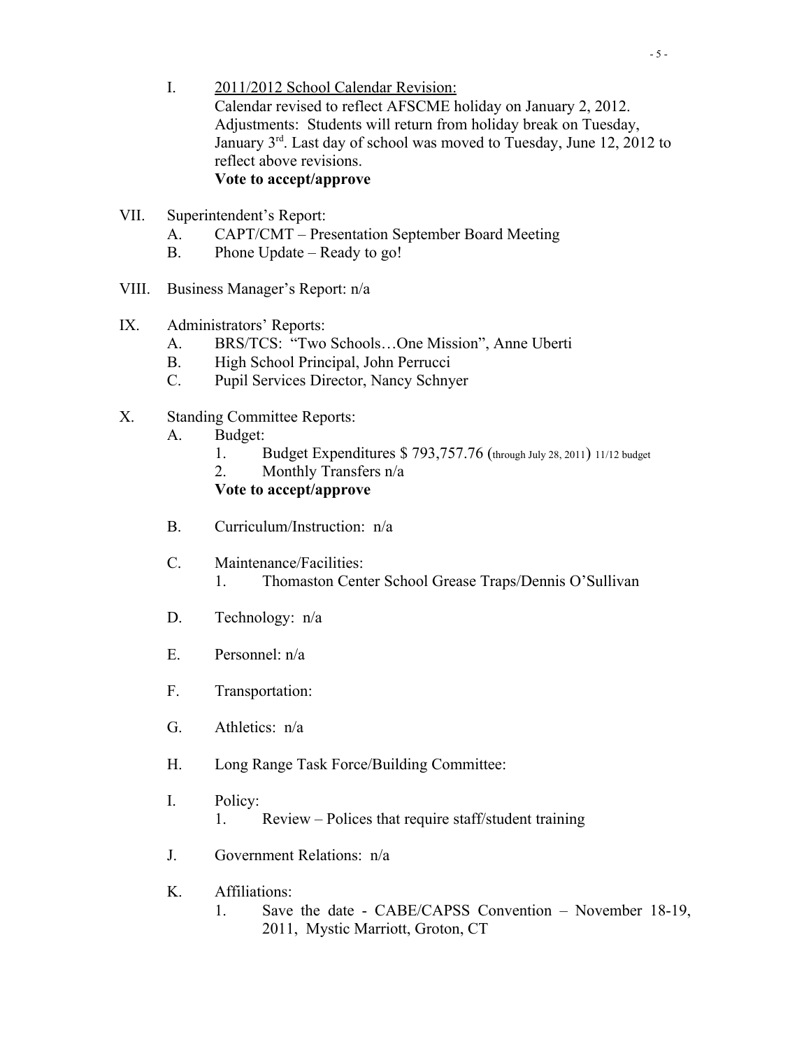I. <u>2011/2012 School Calendar Revision:</u>
   Calendar revised to reflect AFSCME holiday on January 2, 2012. Adjustments: Students will return from holiday break on Tuesday, January 3rd. Last day of school was moved to Tuesday, June 12, 2012 to reflect above revisions.
   **Vote to accept/approve**

VII. Superintendent's Report:
   A. CAPT/CMT – Presentation September Board Meeting
   B. Phone Update – Ready to go!

VIII. Business Manager's Report: n/a

IX. Administrators' Reports:
   A. BRS/TCS: "Two Schools…One Mission", Anne Uberti
   B. High School Principal, John Perrucci
   C. Pupil Services Director, Nancy Schnyer

X. Standing Committee Reports:
   A. Budget:
      1. Budget Expenditures $ 793,757.76 (through July 28, 2011) 11/12 budget
      2. Monthly Transfers n/a

      **Vote to accept/approve**

   B. Curriculum/Instruction: n/a

   C. Maintenance/Facilities:
      1. Thomaston Center School Grease Traps/Dennis O'Sullivan

   D. Technology: n/a

   E. Personnel: n/a

   F. Transportation:

   G. Athletics: n/a

   H. Long Range Task Force/Building Committee:

   I. Policy:
      1. Review – Polices that require staff/student training

   J. Government Relations: n/a

   K. Affiliations:
      1. Save the date - CABE/CAPSS Convention – November 18-19, 2011, Mystic Marriott, Groton, CT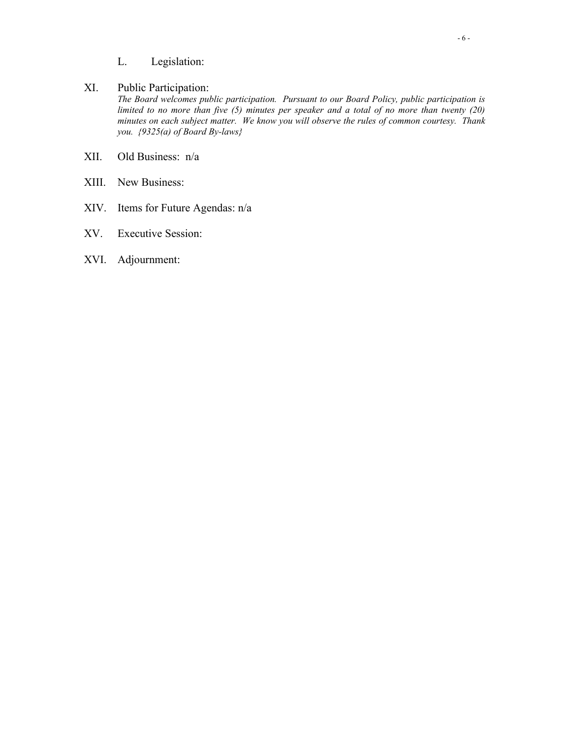L. Legislation:

XI. Public Participation:

*The Board welcomes public participation. Pursuant to our Board Policy, public participation is limited to no more than five (5) minutes per speaker and a total of no more than twenty (20) minutes on each subject matter. We know you will observe the rules of common courtesy. Thank you. {9325(a) of Board By-laws}*

XII. Old Business: n/a

XIII. New Business:

XIV. Items for Future Agendas: n/a

XV. Executive Session:

XVI. Adjournment: